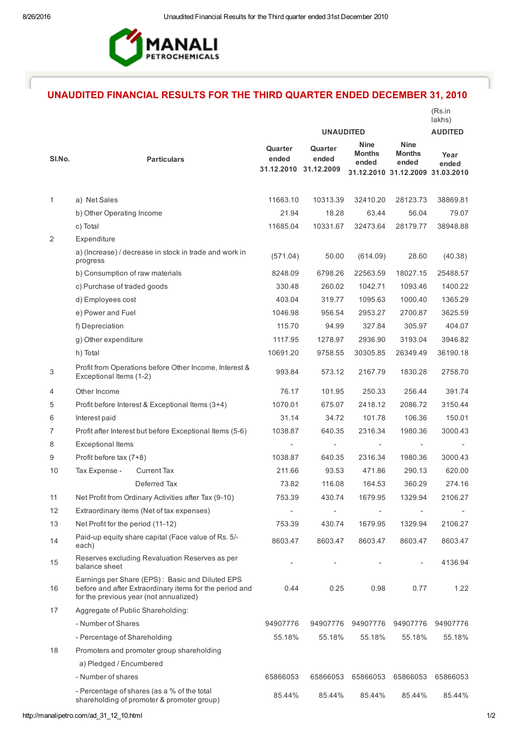MANALI PETROCHEMICALS

# UNAUDITED FINANCIAL RESULTS FOR THE THIRD QUARTER ENDED DECEMBER 31, 2010

(Rs.in lakhs)

| | | UNAUDITED | | | | AUDITED |
|---|---|---|---|---|---|---|
| Sl.No. | Particulars | Quarter ended 31.12.2010 | Quarter ended 31.12.2009 | Nine Months ended 31.12.2010 | Nine Months ended 31.12.2009 | Year ended 31.03.2010 |
| 1 | a) Net Sales | 11663.10 | 10313.39 | 32410.20 | 28123.73 | 38869.81 |
| | b) Other Operating Income | 21.94 | 18.28 | 63.44 | 56.04 | 79.07 |
| | c) Total | 11685.04 | 10331.67 | 32473.64 | 28179.77 | 38948.88 |
| 2 | Expenditure | | | | | |
| | a) (Increase) / decrease in stock in trade and work in progress | (571.04) | 50.00 | (614.09) | 28.60 | (40.38) |
| | b) Consumption of raw materials | 8248.09 | 6798.26 | 22563.59 | 18027.15 | 25488.57 |
| | c) Purchase of traded goods | 330.48 | 260.02 | 1042.71 | 1093.46 | 1400.22 |
| | d) Employees cost | 403.04 | 319.77 | 1095.63 | 1000.40 | 1365.29 |
| | e) Power and Fuel | 1046.98 | 956.54 | 2953.27 | 2700.87 | 3625.59 |
| | f) Depreciation | 115.70 | 94.99 | 327.84 | 305.97 | 404.07 |
| | g) Other expenditure | 1117.95 | 1278.97 | 2936.90 | 3193.04 | 3946.82 |
| | h) Total | 10691.20 | 9758.55 | 30305.85 | 26349.49 | 36190.18 |
| 3 | Profit from Operations before Other Income, Interest & Exceptional Items (1-2) | 993.84 | 573.12 | 2167.79 | 1830.28 | 2758.70 |
| 4 | Other Income | 76.17 | 101.95 | 250.33 | 256.44 | 391.74 |
| 5 | Profit before Interest & Exceptional Items (3+4) | 1070.01 | 675.07 | 2418.12 | 2086.72 | 3150.44 |
| 6 | Interest paid | 31.14 | 34.72 | 101.78 | 106.36 | 150.01 |
| 7 | Profit after Interest but before Exceptional Items (5-6) | 1038.87 | 640.35 | 2316.34 | 1980.36 | 3000.43 |
| 8 | Exceptional Items | - | - | - | - | - |
| 9 | Profit before tax (7+8) | 1038.87 | 640.35 | 2316.34 | 1980.36 | 3000.43 |
| 10 | Tax Expense - Current Tax | 211.66 | 93.53 | 471.86 | 290.13 | 620.00 |
| | Deferred Tax | 73.82 | 116.08 | 164.53 | 360.29 | 274.16 |
| 11 | Net Profit from Ordinary Activities after Tax (9-10) | 753.39 | 430.74 | 1679.95 | 1329.94 | 2106.27 |
| 12 | Extraordinary items (Net of tax expenses) | - | - | - | - | - |
| 13 | Net Profit for the period (11-12) | 753.39 | 430.74 | 1679.95 | 1329.94 | 2106.27 |
| 14 | Paid-up equity share capital (Face value of Rs. 5/- each) | 8603.47 | 8603.47 | 8603.47 | 8603.47 | 8603.47 |
| 15 | Reserves excluding Revaluation Reserves as per balance sheet | - | - | - | - | 4136.94 |
| 16 | Earnings per Share (EPS) : Basic and Diluted EPS before and after Extraordinary items for the period and for the previous year (not annualized) | 0.44 | 0.25 | 0.98 | 0.77 | 1.22 |
| 17 | Aggregate of Public Shareholding: | | | | | |
| | - Number of Shares | 94907776 | 94907776 | 94907776 | 94907776 | 94907776 |
| | - Percentage of Shareholding | 55.18% | 55.18% | 55.18% | 55.18% | 55.18% |
| 18 | Promoters and promoter group shareholding | | | | | |
| | a) Pledged / Encumbered | | | | | |
| | - Number of shares | 65866053 | 65866053 | 65866053 | 65866053 | 65866053 |
| | - Percentage of shares (as a % of the total shareholding of promoter & promoter group) | 85.44% | 85.44% | 85.44% | 85.44% | 85.44% |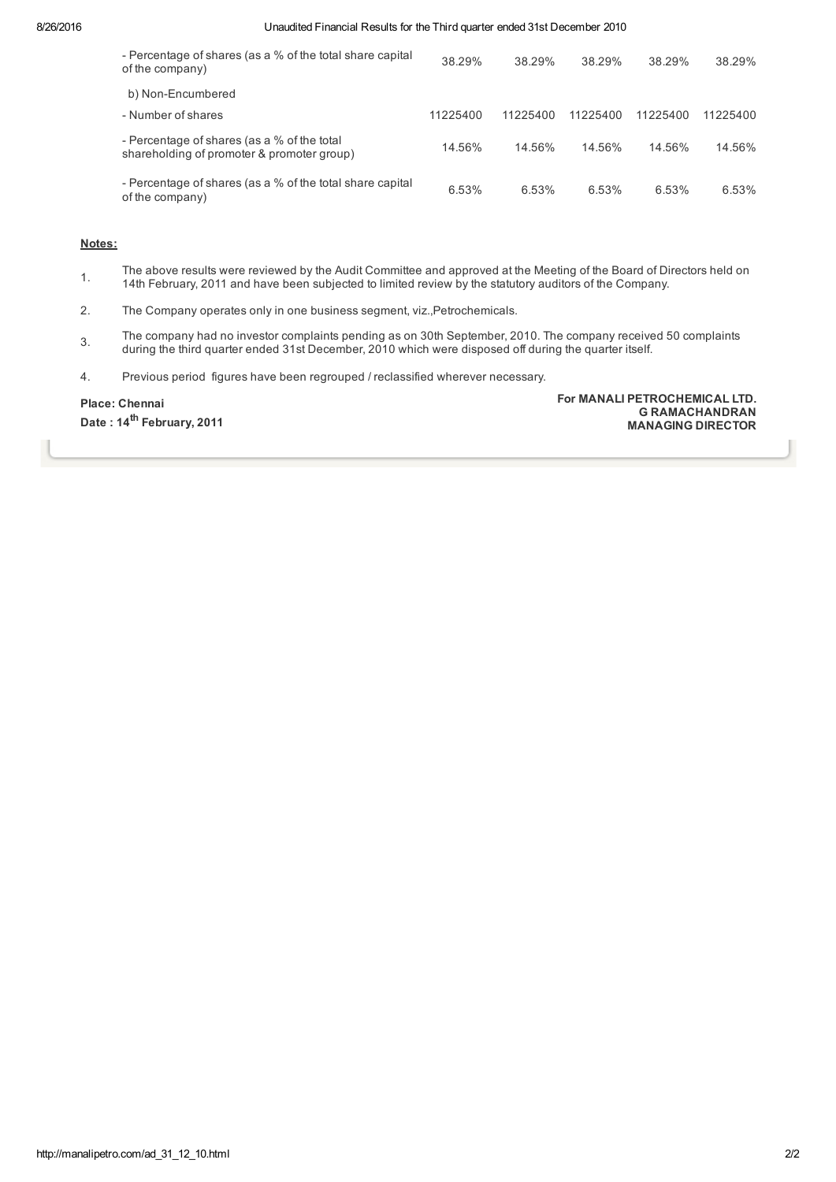| | | | | | |
|---|---|---|---|---|---|
| - Percentage of shares (as a % of the total share capital of the company) | 38.29% | 38.29% | 38.29% | 38.29% | 38.29% |
| b) Non-Encumbered | | | | | |
| - Number of shares | 11225400 | 11225400 | 11225400 | 11225400 | 11225400 |
| - Percentage of shares (as a % of the total shareholding of promoter & promoter group) | 14.56% | 14.56% | 14.56% | 14.56% | 14.56% |
| - Percentage of shares (as a % of the total share capital of the company) | 6.53% | 6.53% | 6.53% | 6.53% | 6.53% |

**Notes:**

1. The above results were reviewed by the Audit Committee and approved at the Meeting of the Board of Directors held on 14th February, 2011 and have been subjected to limited review by the statutory auditors of the Company.
2. The Company operates only in one business segment, viz.,Petrochemicals.
3. The company had no investor complaints pending as on 30th September, 2010. The company received 50 complaints during the third quarter ended 31st December, 2010 which were disposed off during the quarter itself.
4. Previous period figures have been regrouped / reclassified wherever necessary.

**Place: Chennai**
**Date : 14th February, 2011**

**For MANALI PETROCHEMICAL LTD.**
**G RAMACHANDRAN**
**MANAGING DIRECTOR**